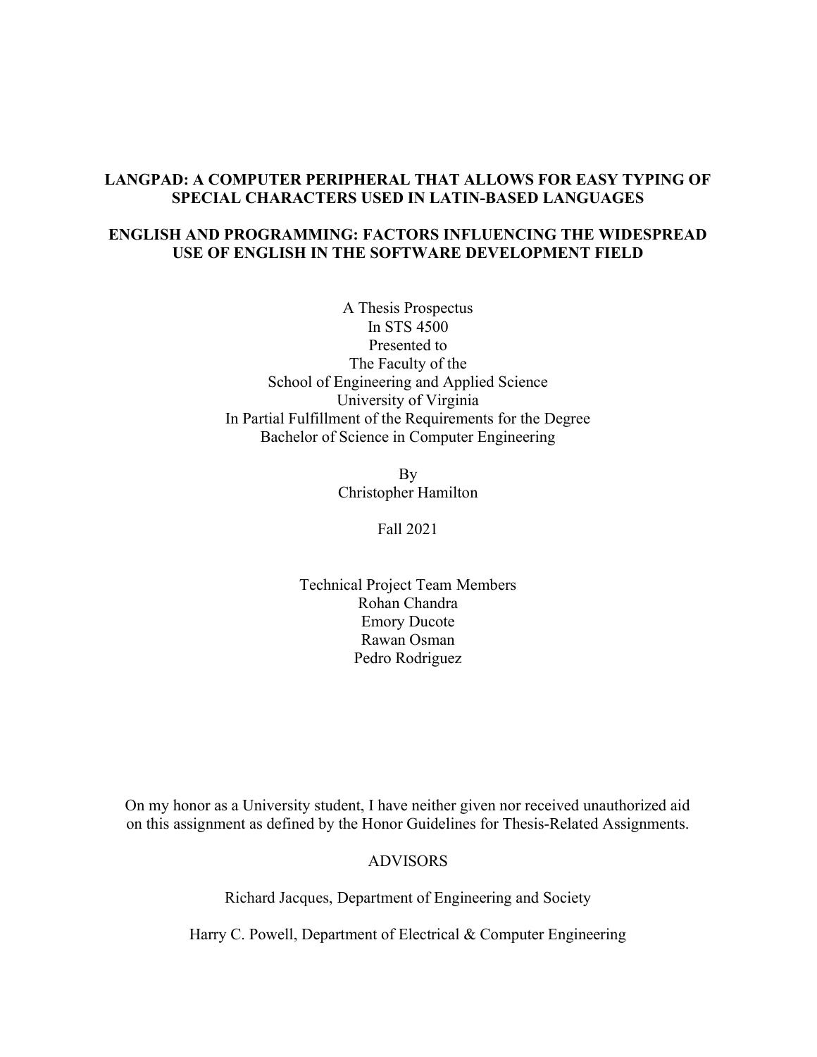# LANGPAD: A COMPUTER PERIPHERAL THAT ALLOWS FOR EASY TYPING OF SPECIAL CHARACTERS USED IN LATIN-BASED LANGUAGES

# ENGLISH AND PROGRAMMING: FACTORS INFLUENCING THE WIDESPREAD USE OF ENGLISH IN THE SOFTWARE DEVELOPMENT FIELD

A Thesis Prospectus
In STS 4500
Presented to
The Faculty of the
School of Engineering and Applied Science
University of Virginia
In Partial Fulfillment of the Requirements for the Degree
Bachelor of Science in Computer Engineering

By
Christopher Hamilton

Fall 2021

Technical Project Team Members
Rohan Chandra
Emory Ducote
Rawan Osman
Pedro Rodriguez

On my honor as a University student, I have neither given nor received unauthorized aid on this assignment as defined by the Honor Guidelines for Thesis-Related Assignments.

ADVISORS

Richard Jacques, Department of Engineering and Society

Harry C. Powell, Department of Electrical & Computer Engineering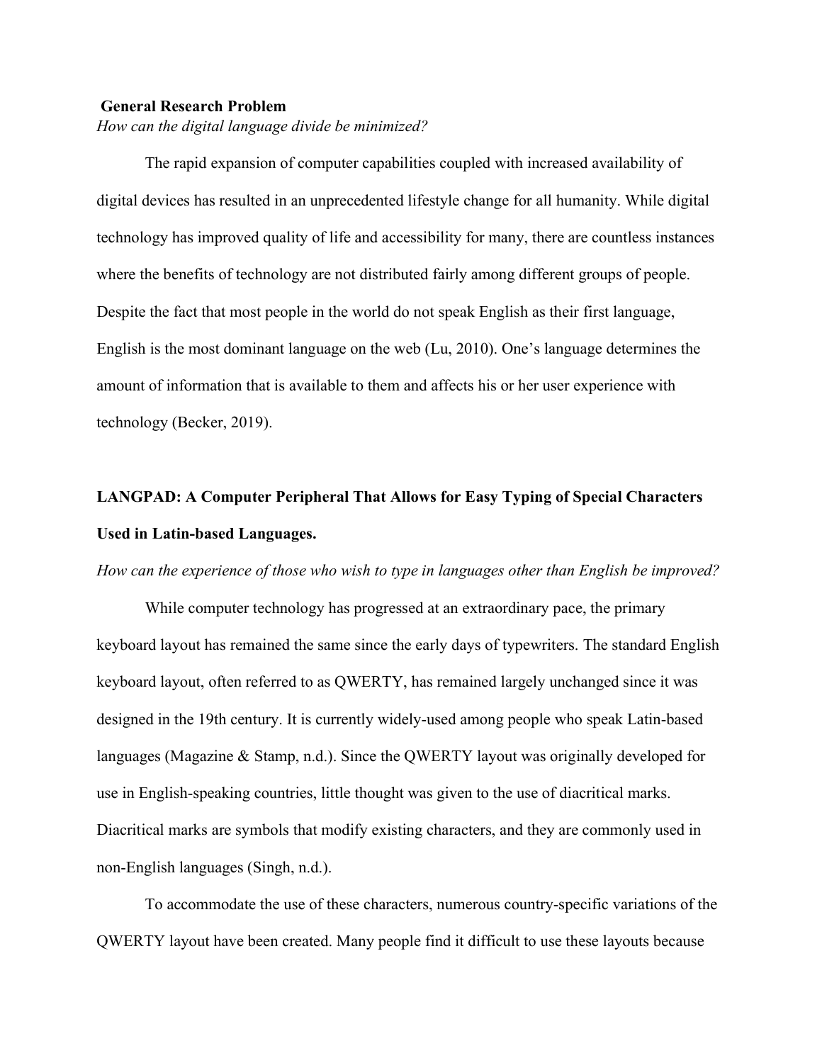## General Research Problem

*How can the digital language divide be minimized?*

The rapid expansion of computer capabilities coupled with increased availability of digital devices has resulted in an unprecedented lifestyle change for all humanity. While digital technology has improved quality of life and accessibility for many, there are countless instances where the benefits of technology are not distributed fairly among different groups of people. Despite the fact that most people in the world do not speak English as their first language, English is the most dominant language on the web (Lu, 2010). One's language determines the amount of information that is available to them and affects his or her user experience with technology (Becker, 2019).

## LANGPAD: A Computer Peripheral That Allows for Easy Typing of Special Characters Used in Latin-based Languages.

*How can the experience of those who wish to type in languages other than English be improved?*

While computer technology has progressed at an extraordinary pace, the primary keyboard layout has remained the same since the early days of typewriters. The standard English keyboard layout, often referred to as QWERTY, has remained largely unchanged since it was designed in the 19th century. It is currently widely-used among people who speak Latin-based languages (Magazine & Stamp, n.d.). Since the QWERTY layout was originally developed for use in English-speaking countries, little thought was given to the use of diacritical marks. Diacritical marks are symbols that modify existing characters, and they are commonly used in non-English languages (Singh, n.d.).

To accommodate the use of these characters, numerous country-specific variations of the QWERTY layout have been created. Many people find it difficult to use these layouts because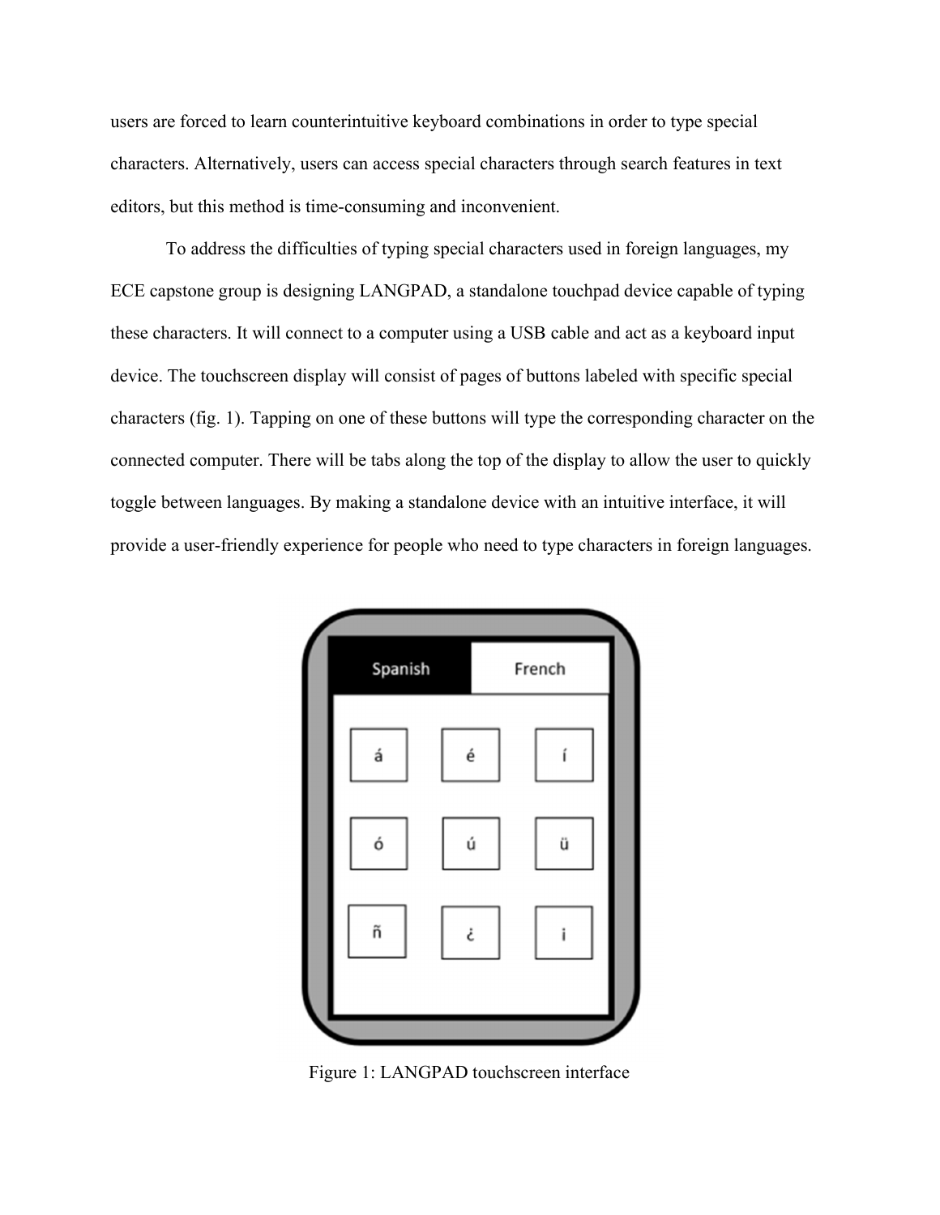users are forced to learn counterintuitive keyboard combinations in order to type special characters. Alternatively, users can access special characters through search features in text editors, but this method is time-consuming and inconvenient.

To address the difficulties of typing special characters used in foreign languages, my ECE capstone group is designing LANGPAD, a standalone touchpad device capable of typing these characters. It will connect to a computer using a USB cable and act as a keyboard input device. The touchscreen display will consist of pages of buttons labeled with specific special characters (fig. 1). Tapping on one of these buttons will type the corresponding character on the connected computer. There will be tabs along the top of the display to allow the user to quickly toggle between languages. By making a standalone device with an intuitive interface, it will provide a user-friendly experience for people who need to type characters in foreign languages.

Figure 1: LANGPAD touchscreen interface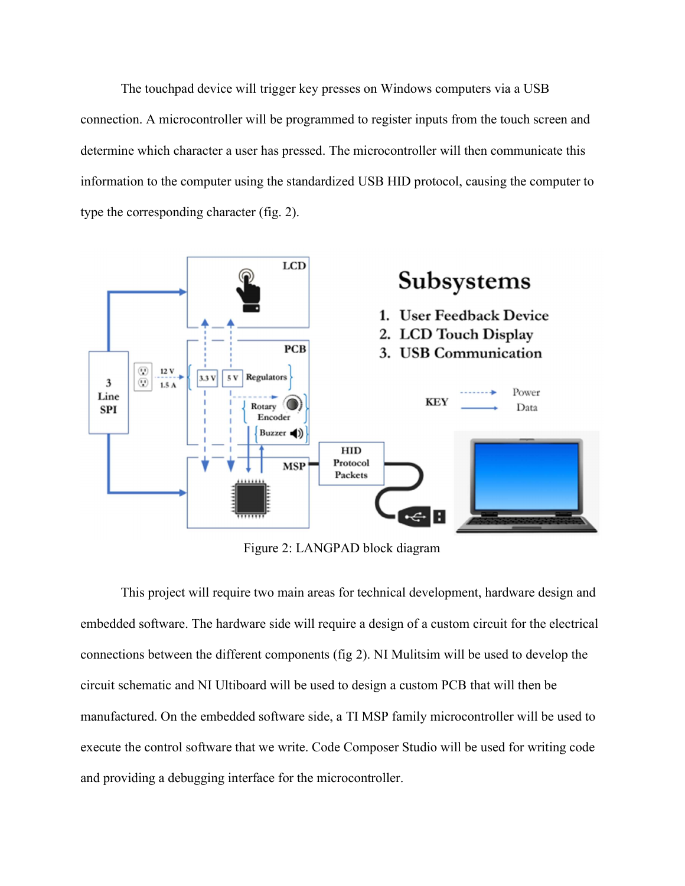The touchpad device will trigger key presses on Windows computers via a USB connection. A microcontroller will be programmed to register inputs from the touch screen and determine which character a user has pressed. The microcontroller will then communicate this information to the computer using the standardized USB HID protocol, causing the computer to type the corresponding character (fig. 2).

Figure 2: LANGPAD block diagram

This project will require two main areas for technical development, hardware design and embedded software. The hardware side will require a design of a custom circuit for the electrical connections between the different components (fig 2). NI Mulitsim will be used to develop the circuit schematic and NI Ultiboard will be used to design a custom PCB that will then be manufactured. On the embedded software side, a TI MSP family microcontroller will be used to execute the control software that we write. Code Composer Studio will be used for writing code and providing a debugging interface for the microcontroller.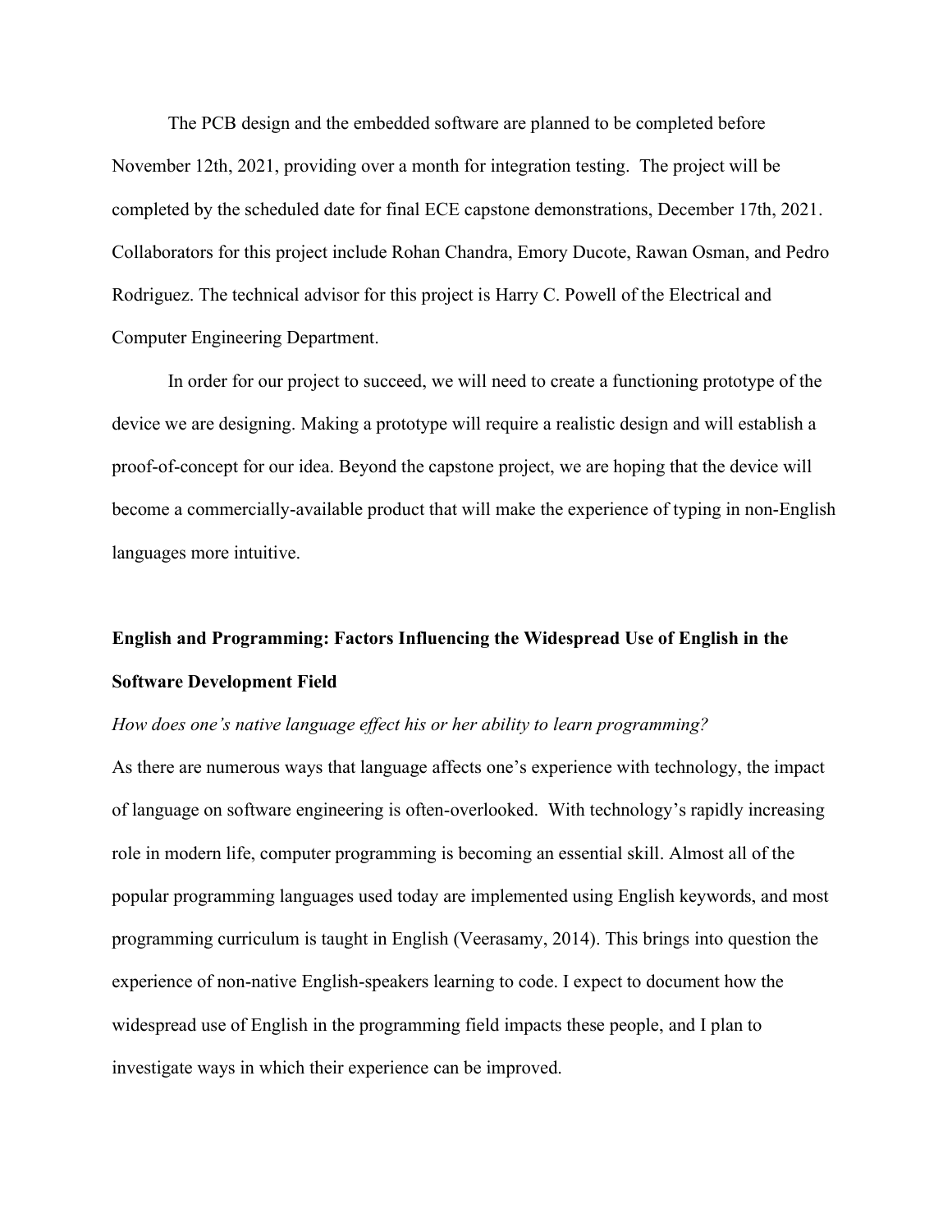The PCB design and the embedded software are planned to be completed before November 12th, 2021, providing over a month for integration testing. The project will be completed by the scheduled date for final ECE capstone demonstrations, December 17th, 2021. Collaborators for this project include Rohan Chandra, Emory Ducote, Rawan Osman, and Pedro Rodriguez. The technical advisor for this project is Harry C. Powell of the Electrical and Computer Engineering Department.

In order for our project to succeed, we will need to create a functioning prototype of the device we are designing. Making a prototype will require a realistic design and will establish a proof-of-concept for our idea. Beyond the capstone project, we are hoping that the device will become a commercially-available product that will make the experience of typing in non-English languages more intuitive.

## English and Programming: Factors Influencing the Widespread Use of English in the Software Development Field

*How does one's native language effect his or her ability to learn programming?*

As there are numerous ways that language affects one's experience with technology, the impact of language on software engineering is often-overlooked. With technology's rapidly increasing role in modern life, computer programming is becoming an essential skill. Almost all of the popular programming languages used today are implemented using English keywords, and most programming curriculum is taught in English (Veerasamy, 2014). This brings into question the experience of non-native English-speakers learning to code. I expect to document how the widespread use of English in the programming field impacts these people, and I plan to investigate ways in which their experience can be improved.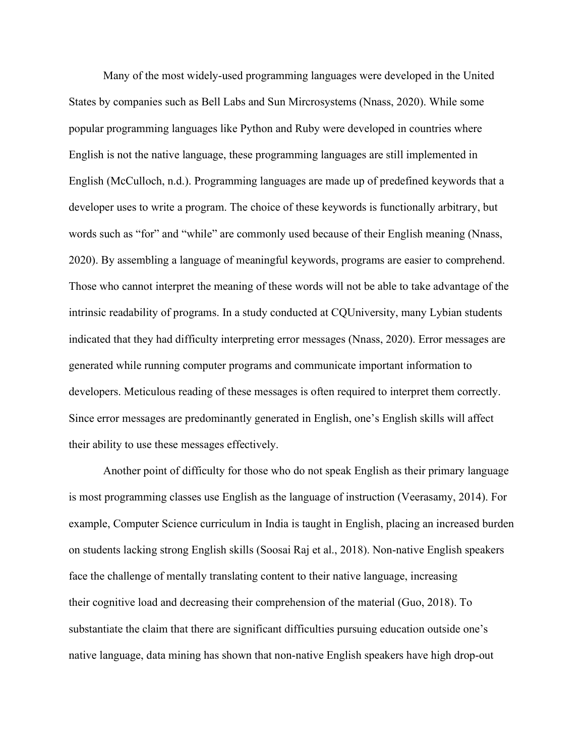Many of the most widely-used programming languages were developed in the United States by companies such as Bell Labs and Sun Mircrosystems (Nnass, 2020). While some popular programming languages like Python and Ruby were developed in countries where English is not the native language, these programming languages are still implemented in English (McCulloch, n.d.). Programming languages are made up of predefined keywords that a developer uses to write a program. The choice of these keywords is functionally arbitrary, but words such as "for" and "while" are commonly used because of their English meaning (Nnass, 2020). By assembling a language of meaningful keywords, programs are easier to comprehend. Those who cannot interpret the meaning of these words will not be able to take advantage of the intrinsic readability of programs. In a study conducted at CQUniversity, many Lybian students indicated that they had difficulty interpreting error messages (Nnass, 2020). Error messages are generated while running computer programs and communicate important information to developers. Meticulous reading of these messages is often required to interpret them correctly. Since error messages are predominantly generated in English, one's English skills will affect their ability to use these messages effectively.

Another point of difficulty for those who do not speak English as their primary language is most programming classes use English as the language of instruction (Veerasamy, 2014). For example, Computer Science curriculum in India is taught in English, placing an increased burden on students lacking strong English skills (Soosai Raj et al., 2018). Non-native English speakers face the challenge of mentally translating content to their native language, increasing their cognitive load and decreasing their comprehension of the material (Guo, 2018). To substantiate the claim that there are significant difficulties pursuing education outside one's native language, data mining has shown that non-native English speakers have high drop-out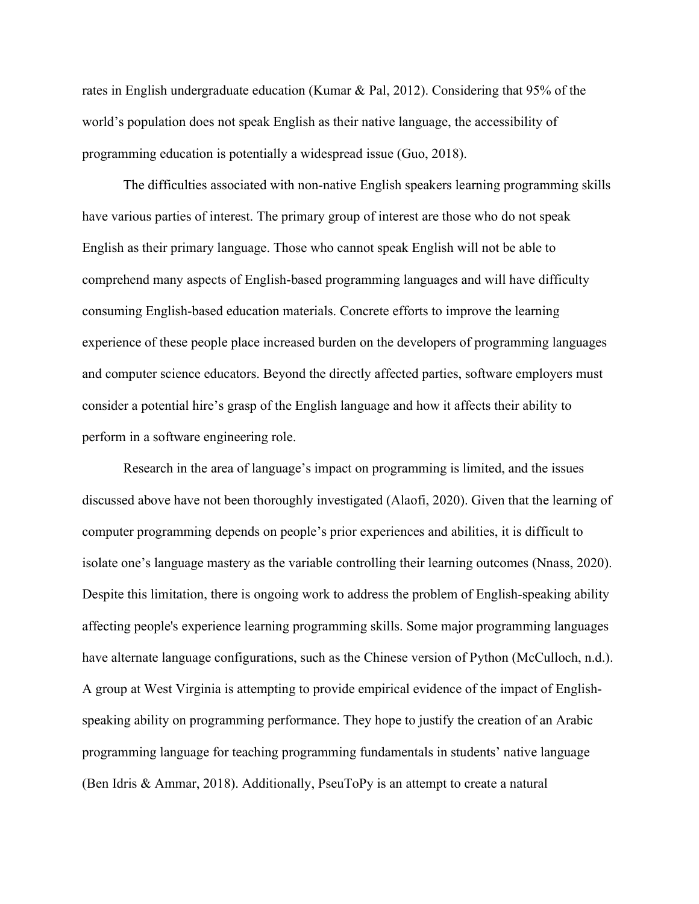rates in English undergraduate education (Kumar & Pal, 2012). Considering that 95% of the world's population does not speak English as their native language, the accessibility of programming education is potentially a widespread issue (Guo, 2018).

The difficulties associated with non-native English speakers learning programming skills have various parties of interest. The primary group of interest are those who do not speak English as their primary language. Those who cannot speak English will not be able to comprehend many aspects of English-based programming languages and will have difficulty consuming English-based education materials. Concrete efforts to improve the learning experience of these people place increased burden on the developers of programming languages and computer science educators. Beyond the directly affected parties, software employers must consider a potential hire's grasp of the English language and how it affects their ability to perform in a software engineering role.

Research in the area of language's impact on programming is limited, and the issues discussed above have not been thoroughly investigated (Alaofi, 2020). Given that the learning of computer programming depends on people's prior experiences and abilities, it is difficult to isolate one's language mastery as the variable controlling their learning outcomes (Nnass, 2020). Despite this limitation, there is ongoing work to address the problem of English-speaking ability affecting people's experience learning programming skills. Some major programming languages have alternate language configurations, such as the Chinese version of Python (McCulloch, n.d.). A group at West Virginia is attempting to provide empirical evidence of the impact of English-speaking ability on programming performance. They hope to justify the creation of an Arabic programming language for teaching programming fundamentals in students' native language (Ben Idris & Ammar, 2018). Additionally, PseuToPy is an attempt to create a natural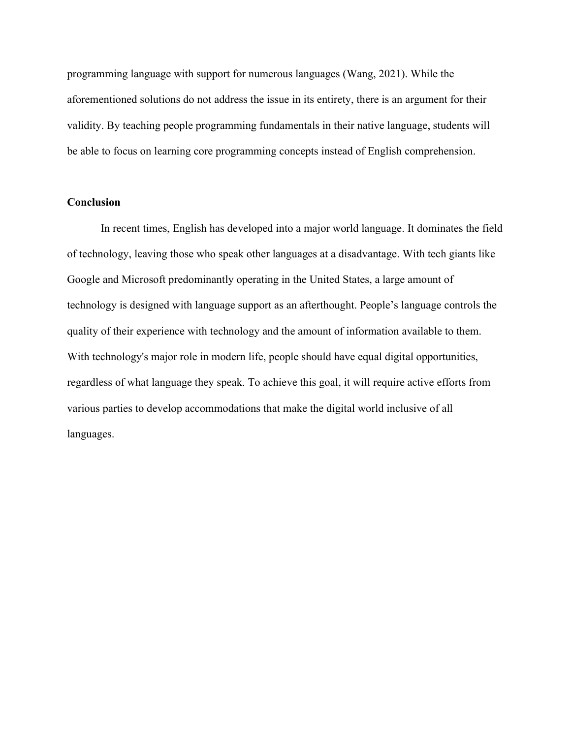programming language with support for numerous languages (Wang, 2021). While the aforementioned solutions do not address the issue in its entirety, there is an argument for their validity. By teaching people programming fundamentals in their native language, students will be able to focus on learning core programming concepts instead of English comprehension.

## Conclusion

In recent times, English has developed into a major world language. It dominates the field of technology, leaving those who speak other languages at a disadvantage. With tech giants like Google and Microsoft predominantly operating in the United States, a large amount of technology is designed with language support as an afterthought. People's language controls the quality of their experience with technology and the amount of information available to them. With technology's major role in modern life, people should have equal digital opportunities, regardless of what language they speak. To achieve this goal, it will require active efforts from various parties to develop accommodations that make the digital world inclusive of all languages.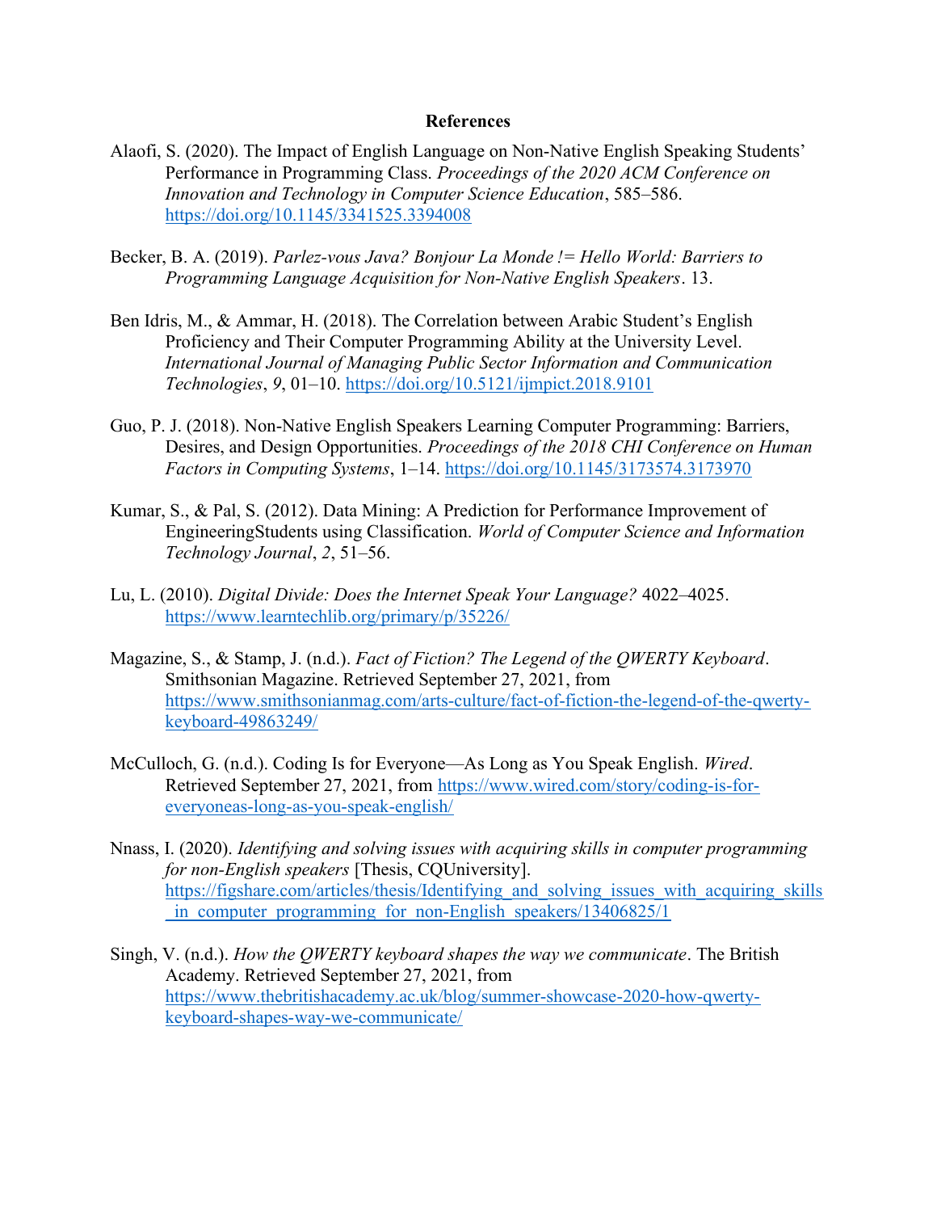# References

Alaofi, S. (2020). The Impact of English Language on Non-Native English Speaking Students' Performance in Programming Class. *Proceedings of the 2020 ACM Conference on Innovation and Technology in Computer Science Education*, 585–586. https://doi.org/10.1145/3341525.3394008

Becker, B. A. (2019). *Parlez-vous Java? Bonjour La Monde != Hello World: Barriers to Programming Language Acquisition for Non-Native English Speakers*. 13.

Ben Idris, M., & Ammar, H. (2018). The Correlation between Arabic Student's English Proficiency and Their Computer Programming Ability at the University Level. *International Journal of Managing Public Sector Information and Communication Technologies*, *9*, 01–10. https://doi.org/10.5121/ijmpict.2018.9101

Guo, P. J. (2018). Non-Native English Speakers Learning Computer Programming: Barriers, Desires, and Design Opportunities. *Proceedings of the 2018 CHI Conference on Human Factors in Computing Systems*, 1–14. https://doi.org/10.1145/3173574.3173970

Kumar, S., & Pal, S. (2012). Data Mining: A Prediction for Performance Improvement of EngineeringStudents using Classification. *World of Computer Science and Information Technology Journal*, *2*, 51–56.

Lu, L. (2010). *Digital Divide: Does the Internet Speak Your Language?* 4022–4025. https://www.learntechlib.org/primary/p/35226/

Magazine, S., & Stamp, J. (n.d.). *Fact of Fiction? The Legend of the QWERTY Keyboard*. Smithsonian Magazine. Retrieved September 27, 2021, from https://www.smithsonianmag.com/arts-culture/fact-of-fiction-the-legend-of-the-qwerty-keyboard-49863249/

McCulloch, G. (n.d.). Coding Is for Everyone—As Long as You Speak English. *Wired*. Retrieved September 27, 2021, from https://www.wired.com/story/coding-is-for-everyoneas-long-as-you-speak-english/

Nnass, I. (2020). *Identifying and solving issues with acquiring skills in computer programming for non-English speakers* [Thesis, CQUniversity]. https://figshare.com/articles/thesis/Identifying_and_solving_issues_with_acquiring_skills_in_computer_programming_for_non-English_speakers/13406825/1

Singh, V. (n.d.). *How the QWERTY keyboard shapes the way we communicate*. The British Academy. Retrieved September 27, 2021, from https://www.thebritishacademy.ac.uk/blog/summer-showcase-2020-how-qwerty-keyboard-shapes-way-we-communicate/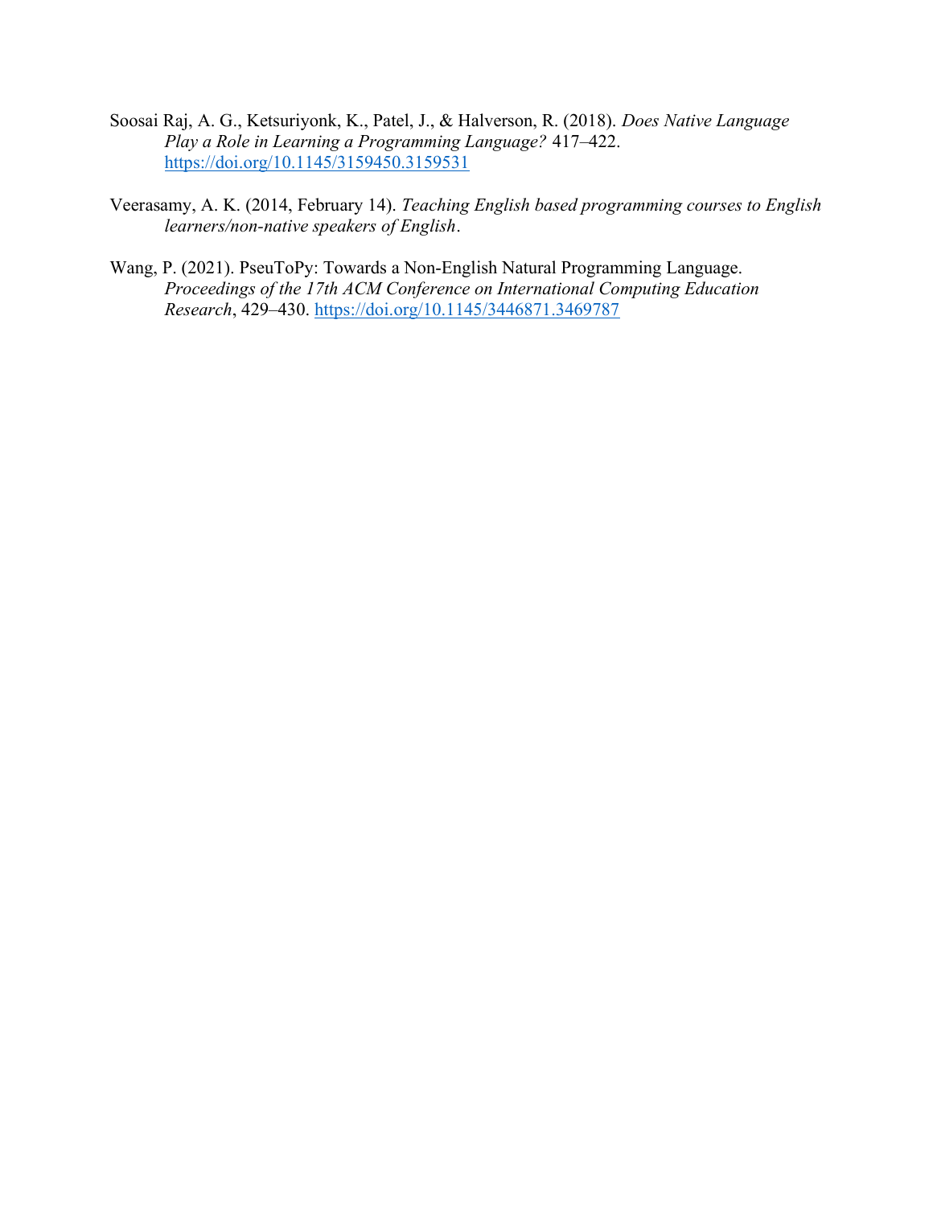Soosai Raj, A. G., Ketsuriyonk, K., Patel, J., & Halverson, R. (2018). *Does Native Language Play a Role in Learning a Programming Language?* 417–422. https://doi.org/10.1145/3159450.3159531

Veerasamy, A. K. (2014, February 14). *Teaching English based programming courses to English learners/non-native speakers of English*.

Wang, P. (2021). PseuToPy: Towards a Non-English Natural Programming Language. *Proceedings of the 17th ACM Conference on International Computing Education Research*, 429–430. https://doi.org/10.1145/3446871.3469787